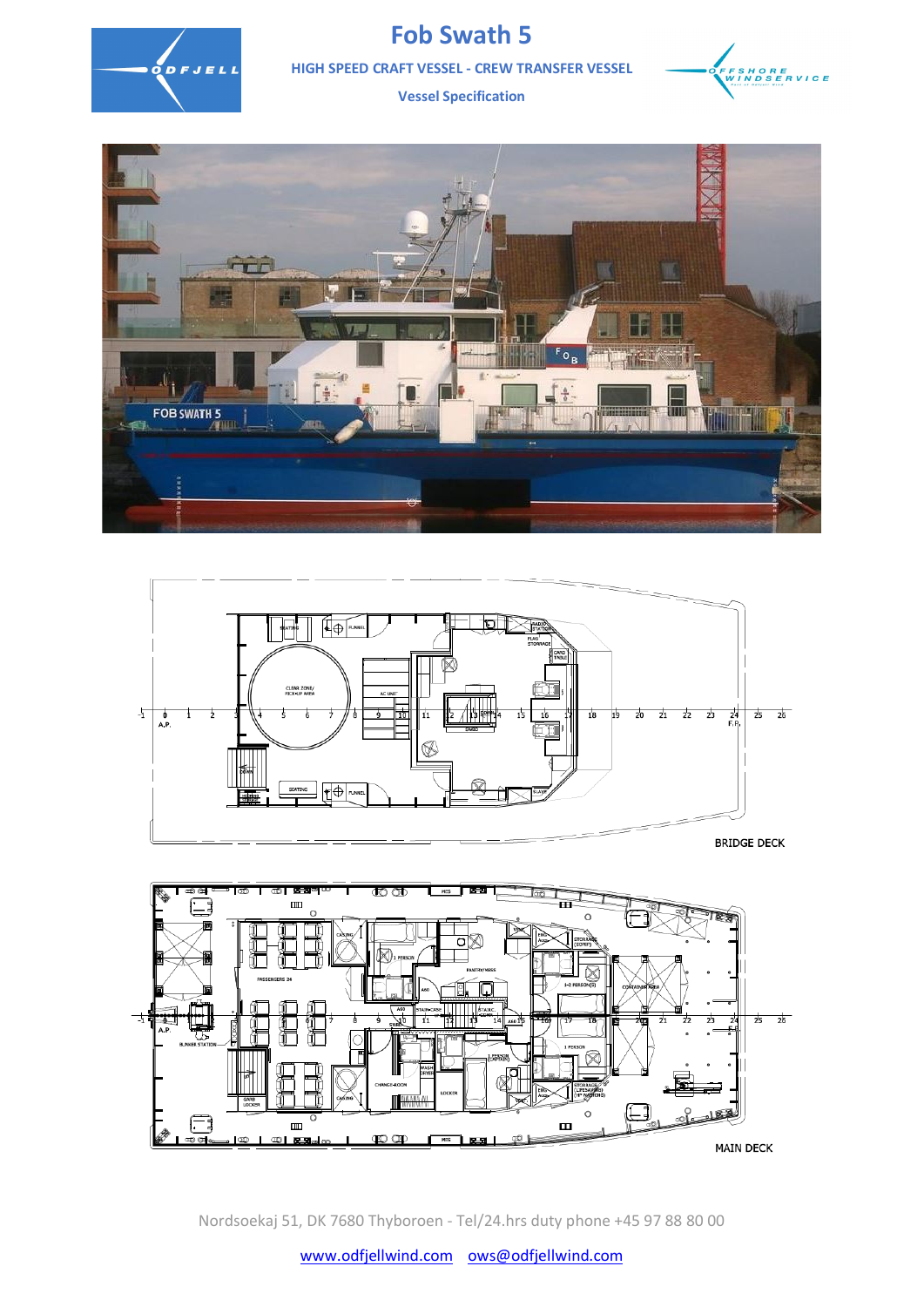# Fob Swath 5

**HIGH SPEED CRAFT VESSEL - CREW TRANSFER VESSEL**

**Vessel Specification**

BRIDGE DECK

MAIN DECK

Nordsoekaj 51, DK 7680 Thyboroen - Tel/24.hrs duty phone +45 97 88 80 00

www.odfjellwind.com ows@odfjellwind.com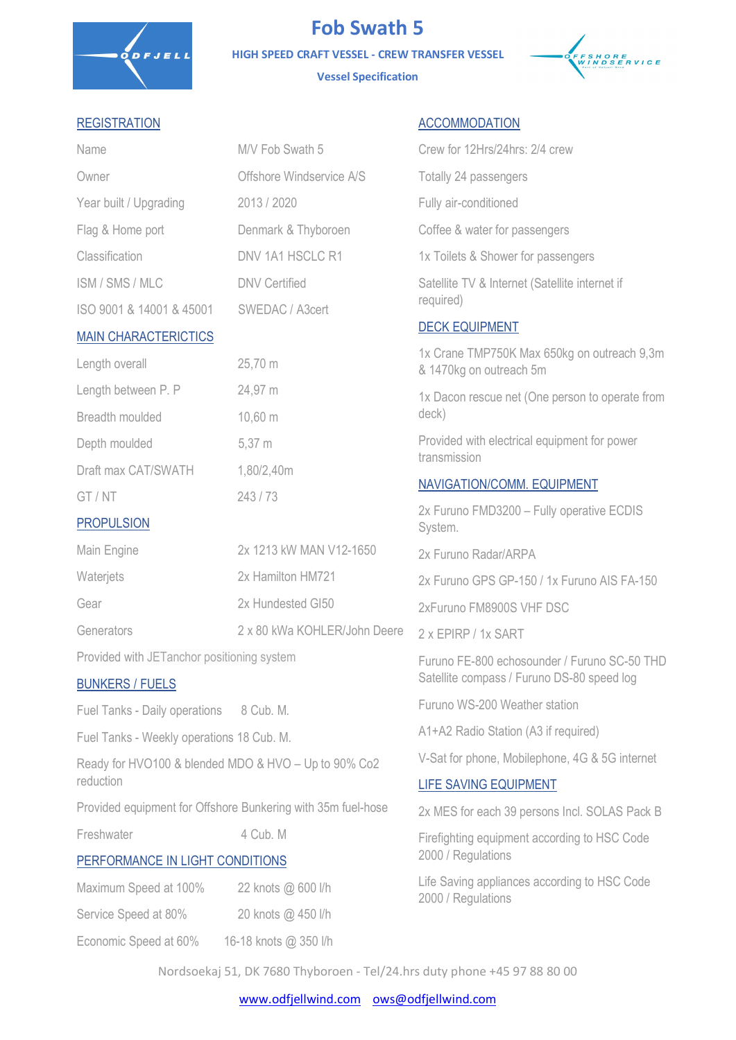# Fob Swath 5

**HIGH SPEED CRAFT VESSEL - CREW TRANSFER VESSEL**

**Vessel Specification**

## REGISTRATION

| | |
|---|---|
| Name | M/V Fob Swath 5 |
| Owner | Offshore Windservice A/S |
| Year built / Upgrading | 2013 / 2020 |
| Flag & Home port | Denmark & Thyboroen |
| Classification | DNV 1A1 HSCLC R1 |
| ISM / SMS / MLC | DNV Certified |
| ISO 9001 & 14001 & 45001 | SWEDAC / A3cert |

## MAIN CHARACTERICTICS

| | |
|---|---|
| Length overall | 25,70 m |
| Length between P. P | 24,97 m |
| Breadth moulded | 10,60 m |
| Depth moulded | 5,37 m |
| Draft max CAT/SWATH | 1,80/2,40m |
| GT / NT | 243 / 73 |

## PROPULSION

| | |
|---|---|
| Main Engine | 2x 1213 kW MAN V12-1650 |
| Waterjets | 2x Hamilton HM721 |
| Gear | 2x Hundested GI50 |
| Generators | 2 x 80 kWa KOHLER/John Deere |

Provided with JETanchor positioning system

## BUNKERS / FUELS

| | |
|---|---|
| Fuel Tanks - Daily operations | 8 Cub. M. |
| Fuel Tanks - Weekly operations | 18 Cub. M. |

Ready for HVO100 & blended MDO & HVO – Up to 90% Co2 reduction

Provided equipment for Offshore Bunkering with 35m fuel-hose

| | |
|---|---|
| Freshwater | 4 Cub. M |

## PERFORMANCE IN LIGHT CONDITIONS

| | |
|---|---|
| Maximum Speed at 100% | 22 knots @ 600 l/h |
| Service Speed at 80% | 20 knots @ 450 l/h |
| Economic Speed at 60% | 16-18 knots @ 350 l/h |

## ACCOMMODATION

Crew for 12Hrs/24hrs: 2/4 crew

Totally 24 passengers

Fully air-conditioned

Coffee & water for passengers

1x Toilets & Shower for passengers

Satellite TV & Internet (Satellite internet if required)

## DECK EQUIPMENT

1x Crane TMP750K Max 650kg on outreach 9,3m & 1470kg on outreach 5m

1x Dacon rescue net (One person to operate from deck)

Provided with electrical equipment for power transmission

## NAVIGATION/COMM. EQUIPMENT

2x Furuno FMD3200 – Fully operative ECDIS System.

2x Furuno Radar/ARPA

2x Furuno GPS GP-150 / 1x Furuno AIS FA-150

2xFuruno FM8900S VHF DSC

2 x EPIRP / 1x SART

Furuno FE-800 echosounder / Furuno SC-50 THD Satellite compass / Furuno DS-80 speed log

Furuno WS-200 Weather station

A1+A2 Radio Station (A3 if required)

V-Sat for phone, Mobilephone, 4G & 5G internet

## LIFE SAVING EQUIPMENT

2x MES for each 39 persons Incl. SOLAS Pack B

Firefighting equipment according to HSC Code 2000 / Regulations

Life Saving appliances according to HSC Code 2000 / Regulations

Nordsoekaj 51, DK 7680 Thyboroen - Tel/24.hrs duty phone +45 97 88 80 00

www.odfjellwind.com ows@odfjellwind.com